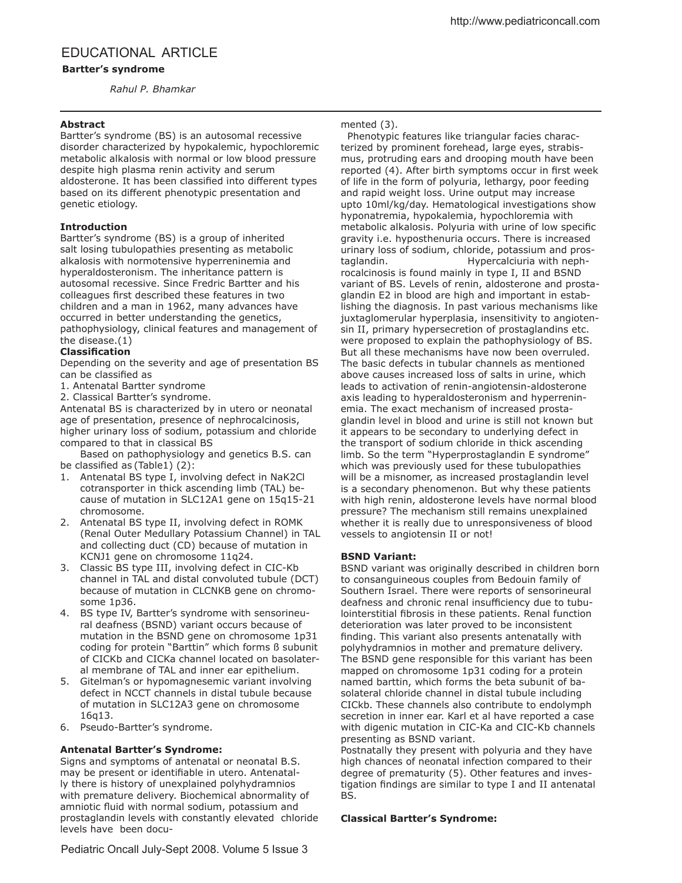# EDUCATIONAL ARTICLE

**Bartter's syndrome**

*Rahul P. Bhamkar*

**Abstract**

Bartter's syndrome (BS) is an autosomal recessive disorder characterized by hypokalemic, hypochloremic metabolic alkalosis with normal or low blood pressure despite high plasma renin activity and serum aldosterone. It has been classified into different types based on its different phenotypic presentation and genetic etiology.

**Introduction**

Bartter's syndrome (BS) is a group of inherited salt losing tubulopathies presenting as metabolic alkalosis with normotensive hyperreninemia and hyperaldosteronism. The inheritance pattern is autosomal recessive. Since Fredric Bartter and his colleagues first described these features in two children and a man in 1962, many advances have occurred in better understanding the genetics, pathophysiology, clinical features and management of the disease.(1)

**Classification**

Depending on the severity and age of presentation BS can be classified as

1. Antenatal Bartter syndrome
2. Classical Bartter's syndrome.

Antenatal BS is characterized by in utero or neonatal age of presentation, presence of nephrocalcinosis, higher urinary loss of sodium, potassium and chloride compared to that in classical BS

Based on pathophysiology and genetics B.S. can be classified as (Table1) (2):

1. Antenatal BS type I, involving defect in NaK2Cl cotransporter in thick ascending limb (TAL) because of mutation in SLC12A1 gene on 15q15-21 chromosome.
2. Antenatal BS type II, involving defect in ROMK (Renal Outer Medullary Potassium Channel) in TAL and collecting duct (CD) because of mutation in KCNJ1 gene on chromosome 11q24.
3. Classic BS type III, involving defect in ClC-Kb channel in TAL and distal convoluted tubule (DCT) because of mutation in CLCNKB gene on chromosome 1p36.
4. BS type IV, Bartter's syndrome with sensorineural deafness (BSND) variant occurs because of mutation in the BSND gene on chromosome 1p31 coding for protein "Barttin" which forms ß subunit of ClCKb and ClCKa channel located on basolateral membrane of TAL and inner ear epithelium.
5. Gitelman's or hypomagnesemic variant involving defect in NCCT channels in distal tubule because of mutation in SLC12A3 gene on chromosome 16q13.
6. Pseudo-Bartter's syndrome.

**Antenatal Bartter's Syndrome:**

Signs and symptoms of antenatal or neonatal B.S. may be present or identifiable in utero. Antenatally there is history of unexplained polyhydramnios with premature delivery. Biochemical abnormality of amniotic fluid with normal sodium, potassium and prostaglandin levels with constantly elevated chloride levels have been documented (3).

Phenotypic features like triangular facies characterized by prominent forehead, large eyes, strabismus, protruding ears and drooping mouth have been reported (4). After birth symptoms occur in first week of life in the form of polyuria, lethargy, poor feeding and rapid weight loss. Urine output may increase upto 10ml/kg/day. Hematological investigations show hyponatremia, hypokalemia, hypochloremia with metabolic alkalosis. Polyuria with urine of low specific gravity i.e. hyposthenuria occurs. There is increased urinary loss of sodium, chloride, potassium and prostaglandin. Hypercalciuria with nephrocalcinosis is found mainly in type I, II and BSND variant of BS. Levels of renin, aldosterone and prostaglandin E2 in blood are high and important in establishing the diagnosis. In past various mechanisms like juxtaglomerular hyperplasia, insensitivity to angiotensin II, primary hypersecretion of prostaglandins etc. were proposed to explain the pathophysiology of BS. But all these mechanisms have now been overruled. The basic defects in tubular channels as mentioned above causes increased loss of salts in urine, which leads to activation of renin-angiotensin-aldosterone axis leading to hyperaldosteronism and hyperreninemia. The exact mechanism of increased prostaglandin level in blood and urine is still not known but it appears to be secondary to underlying defect in the transport of sodium chloride in thick ascending limb. So the term "Hyperprostaglandin E syndrome" which was previously used for these tubulopathies will be a misnomer, as increased prostaglandin level is a secondary phenomenon. But why these patients with high renin, aldosterone levels have normal blood pressure? The mechanism still remains unexplained whether it is really due to unresponsiveness of blood vessels to angiotensin II or not!

**BSND Variant:**

BSND variant was originally described in children born to consanguineous couples from Bedouin family of Southern Israel. There were reports of sensorineural deafness and chronic renal insufficiency due to tubulointerstitial fibrosis in these patients. Renal function deterioration was later proved to be inconsistent finding. This variant also presents antenatally with polyhydramnios in mother and premature delivery. The BSND gene responsible for this variant has been mapped on chromosome 1p31 coding for a protein named barttin, which forms the beta subunit of basolateral chloride channel in distal tubule including ClCkb. These channels also contribute to endolymph secretion in inner ear. Karl et al have reported a case with digenic mutation in ClC-Ka and ClC-Kb channels presenting as BSND variant.

Postnatally they present with polyuria and they have high chances of neonatal infection compared to their degree of prematurity (5). Other features and investigation findings are similar to type I and II antenatal BS.

**Classical Bartter's Syndrome:**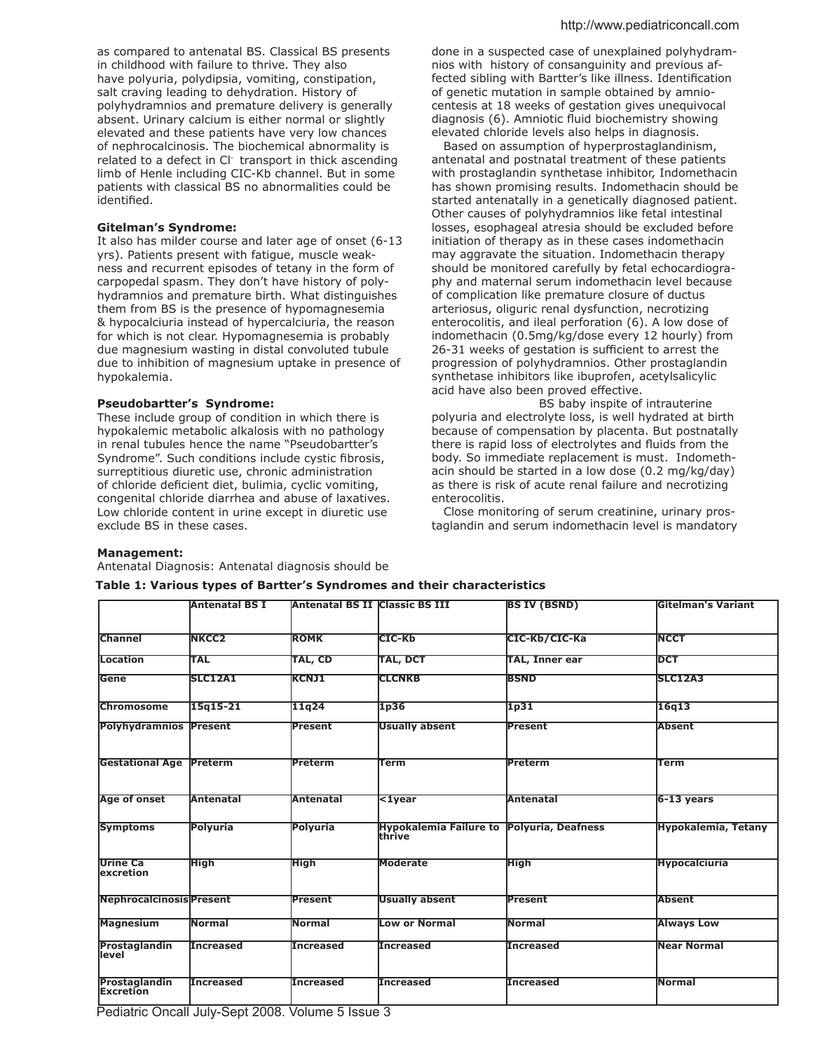as compared to antenatal BS. Classical BS presents in childhood with failure to thrive. They also have polyuria, polydipsia, vomiting, constipation, salt craving leading to dehydration. History of polyhydramnios and premature delivery is generally absent. Urinary calcium is either normal or slightly elevated and these patients have very low chances of nephrocalcinosis. The biochemical abnormality is related to a defect in $Cl^-$ transport in thick ascending limb of Henle including ClC-Kb channel. But in some patients with classical BS no abnormalities could be identified.

**Gitelman's Syndrome:**

It also has milder course and later age of onset (6-13 yrs). Patients present with fatigue, muscle weakness and recurrent episodes of tetany in the form of carpopedal spasm. They don't have history of polyhydramnios and premature birth. What distinguishes them from BS is the presence of hypomagnesemia & hypocalciuria instead of hypercalciuria, the reason for which is not clear. Hypomagnesemia is probably due magnesium wasting in distal convoluted tubule due to inhibition of magnesium uptake in presence of hypokalemia.

**Pseudobartter's Syndrome:**

These include group of condition in which there is hypokalemic metabolic alkalosis with no pathology in renal tubules hence the name "Pseudobartter's Syndrome". Such conditions include cystic fibrosis, surreptitious diuretic use, chronic administration of chloride deficient diet, bulimia, cyclic vomiting, congenital chloride diarrhea and abuse of laxatives. Low chloride content in urine except in diuretic use exclude BS in these cases.

**Management:**

Antenatal Diagnosis: Antenatal diagnosis should be done in a suspected case of unexplained polyhydramnios with history of consanguinity and previous affected sibling with Bartter's like illness. Identification of genetic mutation in sample obtained by amniocentesis at 18 weeks of gestation gives unequivocal diagnosis (6). Amniotic fluid biochemistry showing elevated chloride levels also helps in diagnosis.

Based on assumption of hyperprostaglandinism, antenatal and postnatal treatment of these patients with prostaglandin synthetase inhibitor, Indomethacin has shown promising results. Indomethacin should be started antenatally in a genetically diagnosed patient. Other causes of polyhydramnios like fetal intestinal losses, esophageal atresia should be excluded before initiation of therapy as in these cases indomethacin may aggravate the situation. Indomethacin therapy should be monitored carefully by fetal echocardiography and maternal serum indomethacin level because of complication like premature closure of ductus arteriosus, oliguric renal dysfunction, necrotizing enterocolitis, and ileal perforation (6). A low dose of indomethacin (0.5mg/kg/dose every 12 hourly) from 26-31 weeks of gestation is sufficient to arrest the progression of polyhydramnios. Other prostaglandin synthetase inhibitors like ibuprofen, acetylsalicylic acid have also been proved effective.

BS baby inspite of intrauterine polyuria and electrolyte loss, is well hydrated at birth because of compensation by placenta. But postnatally there is rapid loss of electrolytes and fluids from the body. So immediate replacement is must. Indomethacin should be started in a low dose (0.2 mg/kg/day) as there is risk of acute renal failure and necrotizing enterocolitis.

Close monitoring of serum creatinine, urinary prostaglandin and serum indomethacin level is mandatory

**Table 1: Various types of Bartter's Syndromes and their characteristics**

| | Antenatal BS I | Antenatal BS II | Classic BS III | BS IV (BSND) | Gitelman's Variant |
|---|---|---|---|---|---|
| Channel | NKCC2 | ROMK | ClC-Kb | ClC-Kb/ClC-Ka | NCCT |
| Location | TAL | TAL, CD | TAL, DCT | TAL, Inner ear | DCT |
| Gene | SLC12A1 | KCNJ1 | CLCNKB | BSND | SLC12A3 |
| Chromosome | 15q15-21 | 11q24 | 1p36 | 1p31 | 16q13 |
| Polyhydramnios | Present | Present | Usually absent | Present | Absent |
| Gestational Age | Preterm | Preterm | Term | Preterm | Term |
| Age of onset | Antenatal | Antenatal | <1year | Antenatal | 6-13 years |
| Symptoms | Polyuria | Polyuria | Hypokalemia Failure to thrive | Polyuria, Deafness | Hypokalemia, Tetany |
| Urine Ca excretion | High | High | Moderate | High | Hypocalciuria |
| Nephrocalcinosis | Present | Present | Usually absent | Present | Absent |
| Magnesium | Normal | Normal | Low or Normal | Normal | Always Low |
| Prostaglandin level | Increased | Increased | Increased | Increased | Near Normal |
| Prostaglandin Excretion | Increased | Increased | Increased | Increased | Normal |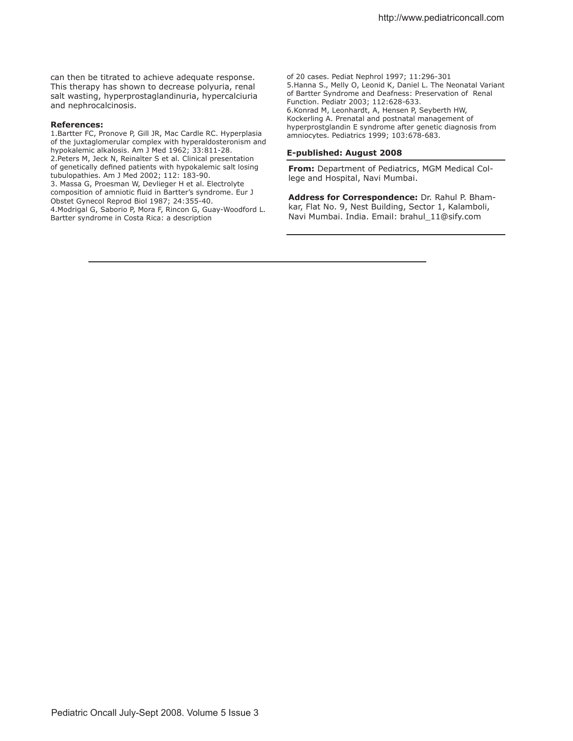can then be titrated to achieve adequate response. This therapy has shown to decrease polyuria, renal salt wasting, hyperprostaglandinuria, hypercalciuria and nephrocalcinosis.

**References:**

1.Bartter FC, Pronove P, Gill JR, Mac Cardle RC. Hyperplasia of the juxtaglomerular complex with hyperaldosteronism and hypokalemic alkalosis. Am J Med 1962; 33:811-28.
2.Peters M, Jeck N, Reinalter S et al. Clinical presentation of genetically defined patients with hypokalemic salt losing tubulopathies. Am J Med 2002; 112: 183-90.
3. Massa G, Proesman W, Devlieger H et al. Electrolyte composition of amniotic fluid in Bartter's syndrome. Eur J Obstet Gynecol Reprod Biol 1987; 24:355-40.
4.Modrigal G, Saborio P, Mora F, Rincon G, Guay-Woodford L. Bartter syndrome in Costa Rica: a description of 20 cases. Pediat Nephrol 1997; 11:296-301
5.Hanna S., Melly O, Leonid K, Daniel L. The Neonatal Variant of Bartter Syndrome and Deafness: Preservation of Renal Function. Pediatr 2003; 112:628-633.
6.Konrad M, Leonhardt, A, Hensen P, Seyberth HW, Kockerling A. Prenatal and postnatal management of hyperprostglandin E syndrome after genetic diagnosis from amniocytes. Pediatrics 1999; 103:678-683.

**E-published: August 2008**

**From:** Department of Pediatrics, MGM Medical College and Hospital, Navi Mumbai.

**Address for Correspondence:** Dr. Rahul P. Bhamkar, Flat No. 9, Nest Building, Sector 1, Kalamboli, Navi Mumbai. India. Email: brahul_11@sify.com